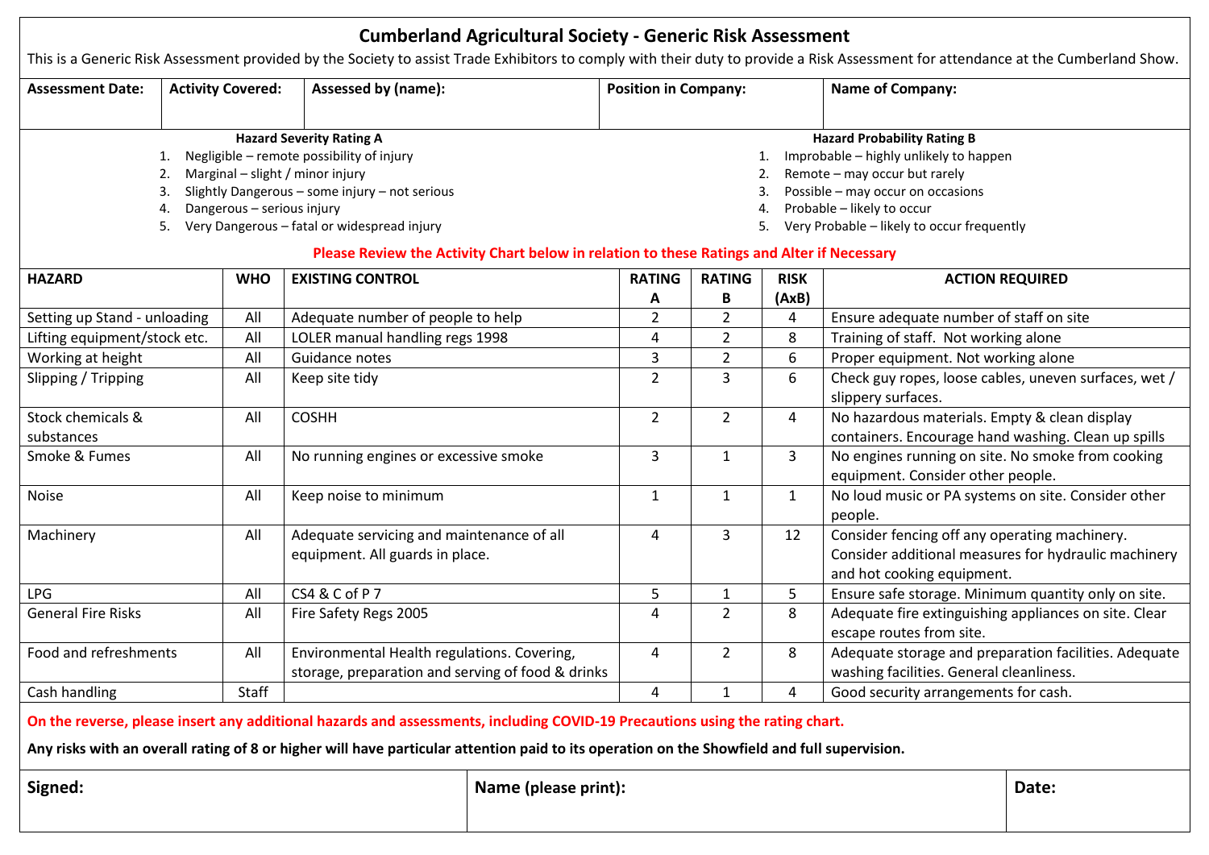# Cumberland Agricultural Society - Generic Risk Assessment

This is a Generic Risk Assessment provided by the Society to assist Trade Exhibitors to comply with their duty to provide a Risk Assessment for attendance at the Cumberland Show.

| Assessment Date: | Activity Covered: | Assessed by (name): | Position in Company: | Name of Company: |
|---|---|---|---|---|
| | | | | |

**Hazard Severity Rating A**

1. Negligible – remote possibility of injury
2. Marginal – slight / minor injury
3. Slightly Dangerous – some injury – not serious
4. Dangerous – serious injury
5. Very Dangerous – fatal or widespread injury

**Hazard Probability Rating B**

1. Improbable – highly unlikely to happen
2. Remote – may occur but rarely
3. Possible – may occur on occasions
4. Probable – likely to occur
5. Very Probable – likely to occur frequently

**Please Review the Activity Chart below in relation to these Ratings and Alter if Necessary**

| HAZARD | WHO | EXISTING CONTROL | RATING A | RATING B | RISK (AxB) | ACTION REQUIRED |
|---|---|---|---|---|---|---|
| Setting up Stand - unloading | All | Adequate number of people to help | 2 | 2 | 4 | Ensure adequate number of staff on site |
| Lifting equipment/stock etc. | All | LOLER manual handling regs 1998 | 4 | 2 | 8 | Training of staff. Not working alone |
| Working at height | All | Guidance notes | 3 | 2 | 6 | Proper equipment. Not working alone |
| Slipping / Tripping | All | Keep site tidy | 2 | 3 | 6 | Check guy ropes, loose cables, uneven surfaces, wet / slippery surfaces. |
| Stock chemicals & substances | All | COSHH | 2 | 2 | 4 | No hazardous materials. Empty & clean display containers. Encourage hand washing. Clean up spills |
| Smoke & Fumes | All | No running engines or excessive smoke | 3 | 1 | 3 | No engines running on site. No smoke from cooking equipment. Consider other people. |
| Noise | All | Keep noise to minimum | 1 | 1 | 1 | No loud music or PA systems on site. Consider other people. |
| Machinery | All | Adequate servicing and maintenance of all equipment. All guards in place. | 4 | 3 | 12 | Consider fencing off any operating machinery. Consider additional measures for hydraulic machinery and hot cooking equipment. |
| LPG | All | CS4 & C of P 7 | 5 | 1 | 5 | Ensure safe storage. Minimum quantity only on site. |
| General Fire Risks | All | Fire Safety Regs 2005 | 4 | 2 | 8 | Adequate fire extinguishing appliances on site. Clear escape routes from site. |
| Food and refreshments | All | Environmental Health regulations. Covering, storage, preparation and serving of food & drinks | 4 | 2 | 8 | Adequate storage and preparation facilities. Adequate washing facilities. General cleanliness. |
| Cash handling | Staff | | 4 | 1 | 4 | Good security arrangements for cash. |

**On the reverse, please insert any additional hazards and assessments, including COVID-19 Precautions using the rating chart.**

**Any risks with an overall rating of 8 or higher will have particular attention paid to its operation on the Showfield and full supervision.**

| Signed: | Name (please print): | Date: |
|---|---|---|
| | | |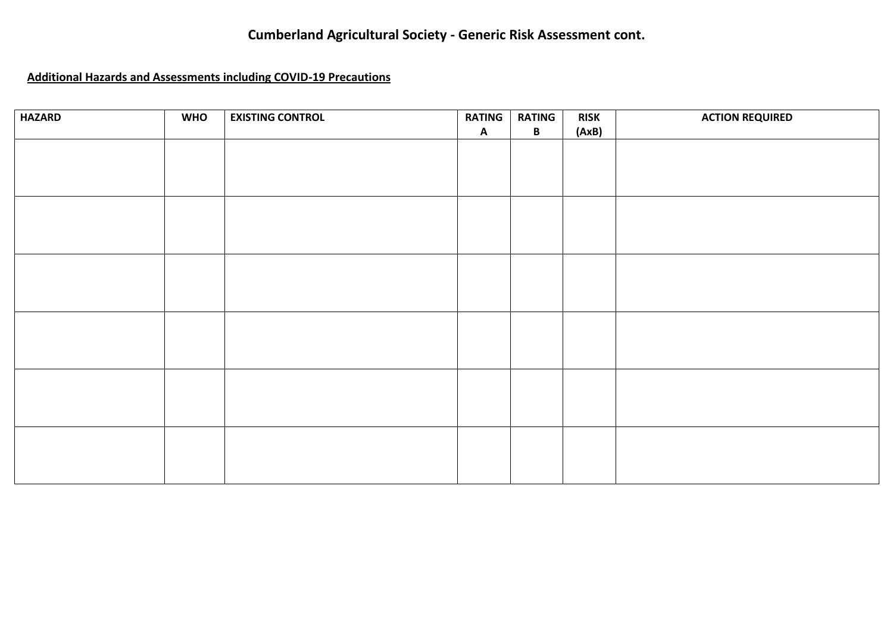# Cumberland Agricultural Society - Generic Risk Assessment cont.

**Additional Hazards and Assessments including COVID-19 Precautions**

| HAZARD | WHO | EXISTING CONTROL | RATING A | RATING B | RISK (AxB) | ACTION REQUIRED |
|---|---|---|---|---|---|---|
| | | | | | | |
| | | | | | | |
| | | | | | | |
| | | | | | | |
| | | | | | | |
| | | | | | | |